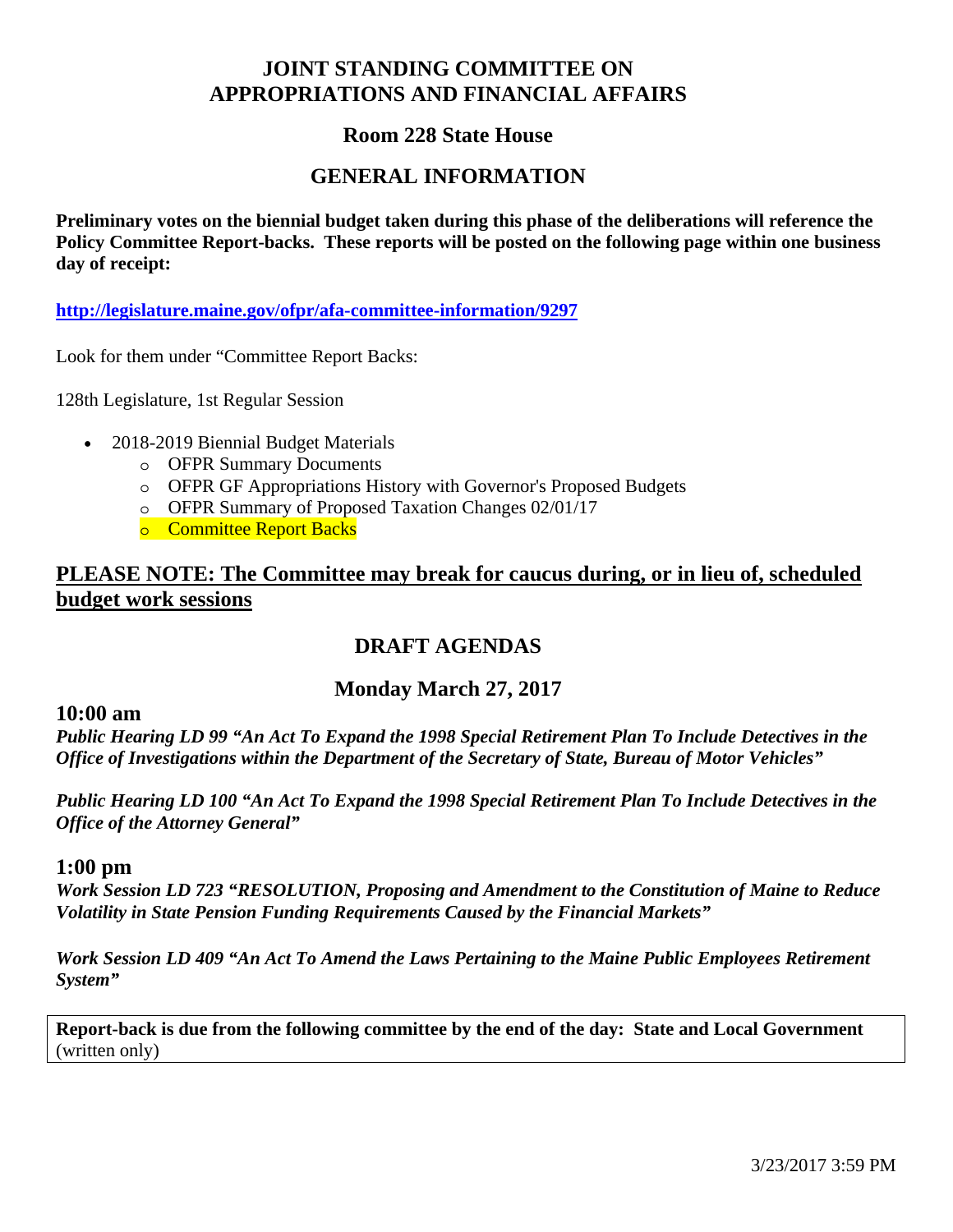# JOINT STANDING COMMITTEE ON APPROPRIATIONS AND FINANCIAL AFFAIRS

## Room 228 State House

## GENERAL INFORMATION

**Preliminary votes on the biennial budget taken during this phase of the deliberations will reference the Policy Committee Report-backs. These reports will be posted on the following page within one business day of receipt:**

**http://legislature.maine.gov/ofpr/afa-committee-information/9297**

Look for them under "Committee Report Backs:

128th Legislature, 1st Regular Session

- 2018-2019 Biennial Budget Materials
  - OFPR Summary Documents
  - OFPR GF Appropriations History with Governor's Proposed Budgets
  - OFPR Summary of Proposed Taxation Changes 02/01/17
  - Committee Report Backs

## PLEASE NOTE: The Committee may break for caucus during, or in lieu of, scheduled budget work sessions

## DRAFT AGENDAS

### Monday March 27, 2017

### 10:00 am

***Public Hearing LD 99 "An Act To Expand the 1998 Special Retirement Plan To Include Detectives in the Office of Investigations within the Department of the Secretary of State, Bureau of Motor Vehicles"***

***Public Hearing LD 100 "An Act To Expand the 1998 Special Retirement Plan To Include Detectives in the Office of the Attorney General"***

### 1:00 pm

***Work Session LD 723 "RESOLUTION, Proposing and Amendment to the Constitution of Maine to Reduce Volatility in State Pension Funding Requirements Caused by the Financial Markets"***

***Work Session LD 409 "An Act To Amend the Laws Pertaining to the Maine Public Employees Retirement System"***

**Report-back is due from the following committee by the end of the day: State and Local Government** (written only)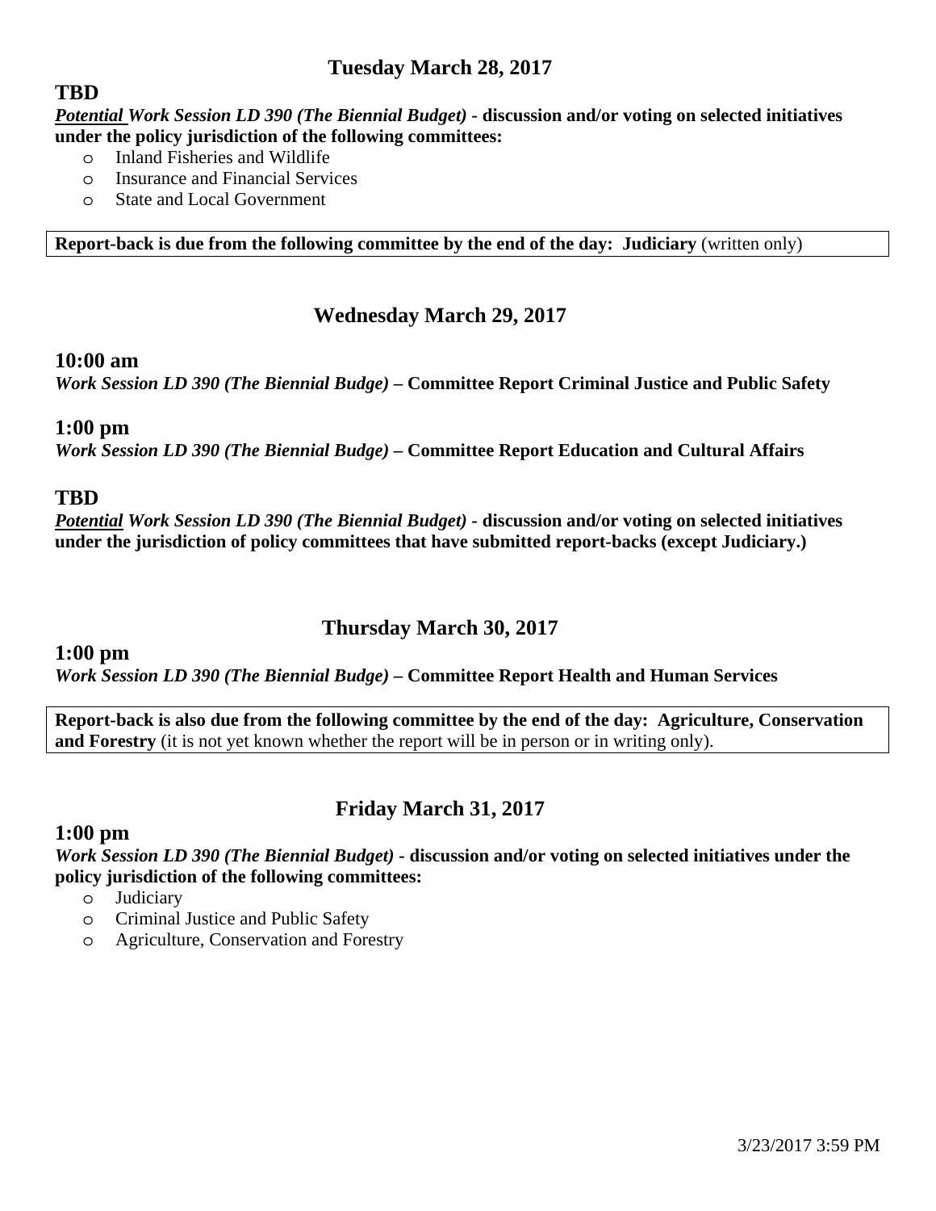## Tuesday March 28, 2017

### TBD

***Potential** Work Session LD 390 (The Biennial Budget)* **- discussion and/or voting on selected initiatives under the policy jurisdiction of the following committees:**

- Inland Fisheries and Wildlife
- Insurance and Financial Services
- State and Local Government

**Report-back is due from the following committee by the end of the day: Judiciary** (written only)

## Wednesday March 29, 2017

### 10:00 am

***Work Session LD 390 (The Biennial Budge)* – Committee Report Criminal Justice and Public Safety**

### 1:00 pm

***Work Session LD 390 (The Biennial Budge)* – Committee Report Education and Cultural Affairs**

### TBD

***Potential** Work Session LD 390 (The Biennial Budget)* **- discussion and/or voting on selected initiatives under the jurisdiction of policy committees that have submitted report-backs (except Judiciary.)**

## Thursday March 30, 2017

### 1:00 pm

***Work Session LD 390 (The Biennial Budge)* – Committee Report Health and Human Services**

**Report-back is also due from the following committee by the end of the day: Agriculture, Conservation and Forestry** (it is not yet known whether the report will be in person or in writing only).

## Friday March 31, 2017

### 1:00 pm

***Work Session LD 390 (The Biennial Budget)*** **- discussion and/or voting on selected initiatives under the policy jurisdiction of the following committees:**

- Judiciary
- Criminal Justice and Public Safety
- Agriculture, Conservation and Forestry

3/23/2017 3:59 PM